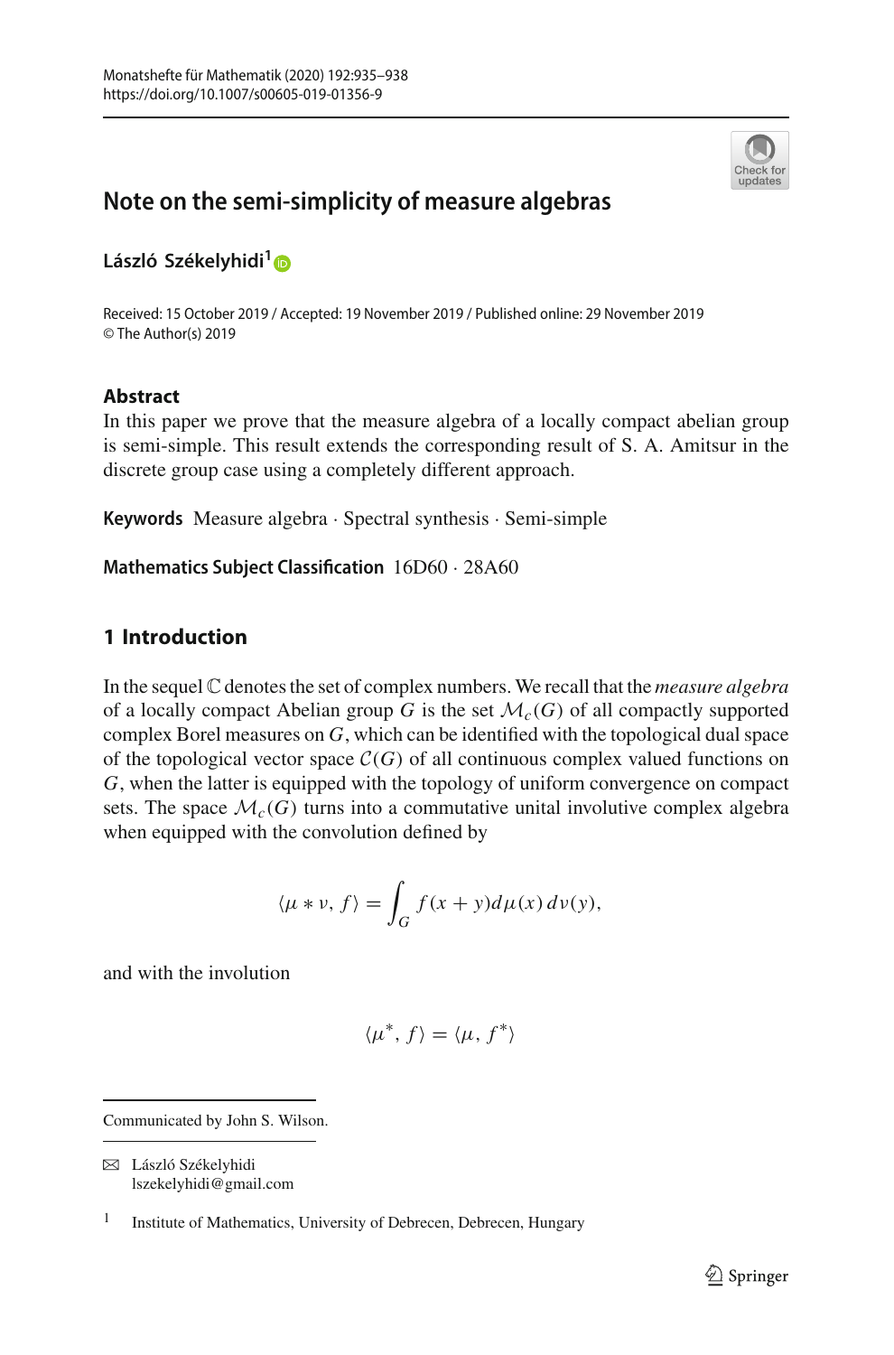# Note on the semi-simplicity of measure algebras

**László Székelyhidi**[1]

Received: 15 October 2019 / Accepted: 19 November 2019 / Published online: 29 November 2019
© The Author(s) 2019

## Abstract

In this paper we prove that the measure algebra of a locally compact abelian group is semi-simple. This result extends the corresponding result of S. A. Amitsur in the discrete group case using a completely different approach.

**Keywords** Measure algebra · Spectral synthesis · Semi-simple

**Mathematics Subject Classification** 16D60 · 28A60

## 1 Introduction

In the sequel $\mathbb{C}$ denotes the set of complex numbers. We recall that the *measure algebra* of a locally compact Abelian group $G$ is the set $\mathcal{M}_c(G)$ of all compactly supported complex Borel measures on $G$, which can be identified with the topological dual space of the topological vector space $\mathcal{C}(G)$ of all continuous complex valued functions on $G$, when the latter is equipped with the topology of uniform convergence on compact sets. The space $\mathcal{M}_c(G)$ turns into a commutative unital involutive complex algebra when equipped with the convolution defined by

$$\langle \mu * \nu, f \rangle = \int_G f(x+y) d\mu(x)\, d\nu(y),$$

and with the involution

$$\langle \mu^*, f \rangle = \langle \mu, f^* \rangle$$

Communicated by John S. Wilson.

László Székelyhidi
lszekelyhidi@gmail.com

[1] Institute of Mathematics, University of Debrecen, Debrecen, Hungary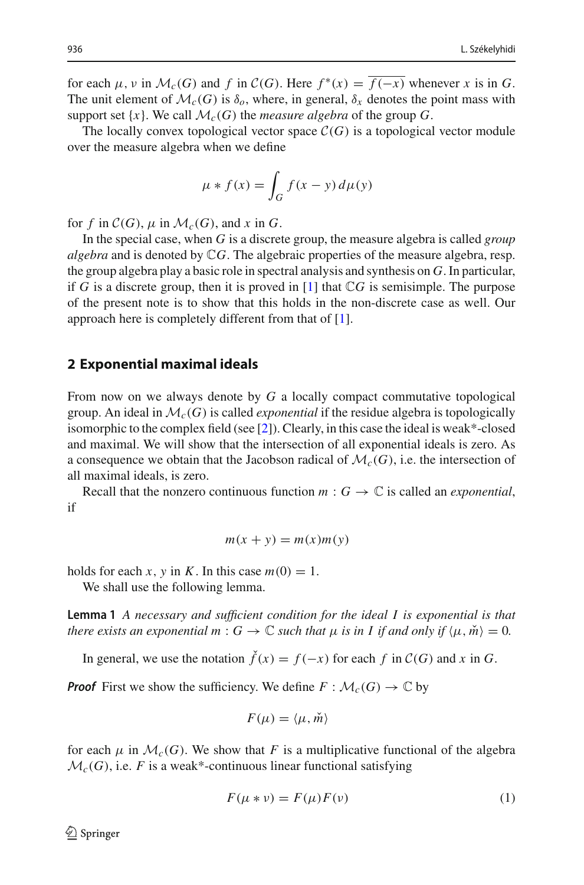for each $\mu, \nu$ in $\mathcal{M}_c(G)$ and $f$ in $\mathcal{C}(G)$. Here $f^*(x) = \overline{f(-x)}$ whenever $x$ is in $G$. The unit element of $\mathcal{M}_c(G)$ is $\delta_o$, where, in general, $\delta_x$ denotes the point mass with support set $\{x\}$. We call $\mathcal{M}_c(G)$ the *measure algebra* of the group $G$.

The locally convex topological vector space $\mathcal{C}(G)$ is a topological vector module over the measure algebra when we define

$$\mu * f(x) = \int_G f(x-y)\, d\mu(y)$$

for $f$ in $\mathcal{C}(G)$, $\mu$ in $\mathcal{M}_c(G)$, and $x$ in $G$.

In the special case, when $G$ is a discrete group, the measure algebra is called *group algebra* and is denoted by $\mathbb{C}G$. The algebraic properties of the measure algebra, resp. the group algebra play a basic role in spectral analysis and synthesis on $G$. In particular, if $G$ is a discrete group, then it is proved in [1] that $\mathbb{C}G$ is semisimple. The purpose of the present note is to show that this holds in the non-discrete case as well. Our approach here is completely different from that of [1].

## 2 Exponential maximal ideals

From now on we always denote by $G$ a locally compact commutative topological group. An ideal in $\mathcal{M}_c(G)$ is called *exponential* if the residue algebra is topologically isomorphic to the complex field (see [2]). Clearly, in this case the ideal is weak*-closed and maximal. We will show that the intersection of all exponential ideals is zero. As a consequence we obtain that the Jacobson radical of $\mathcal{M}_c(G)$, i.e. the intersection of all maximal ideals, is zero.

Recall that the nonzero continuous function $m : G \to \mathbb{C}$ is called an *exponential*, if

$$m(x+y) = m(x)m(y)$$

holds for each $x, y$ in $K$. In this case $m(0) = 1$.

We shall use the following lemma.

**Lemma 1** *A necessary and sufficient condition for the ideal $I$ is exponential is that there exists an exponential $m : G \to \mathbb{C}$ such that $\mu$ is in $I$ if and only if $\langle \mu, \check{m} \rangle = 0$.*

In general, we use the notation $\check{f}(x) = f(-x)$ for each $f$ in $\mathcal{C}(G)$ and $x$ in $G$.

***Proof*** First we show the sufficiency. We define $F : \mathcal{M}_c(G) \to \mathbb{C}$ by

$$F(\mu) = \langle \mu, \check{m} \rangle$$

for each $\mu$ in $\mathcal{M}_c(G)$. We show that $F$ is a multiplicative functional of the algebra $\mathcal{M}_c(G)$, i.e. $F$ is a weak*-continuous linear functional satisfying

$$F(\mu * \nu) = F(\mu)F(\nu) \tag{1}$$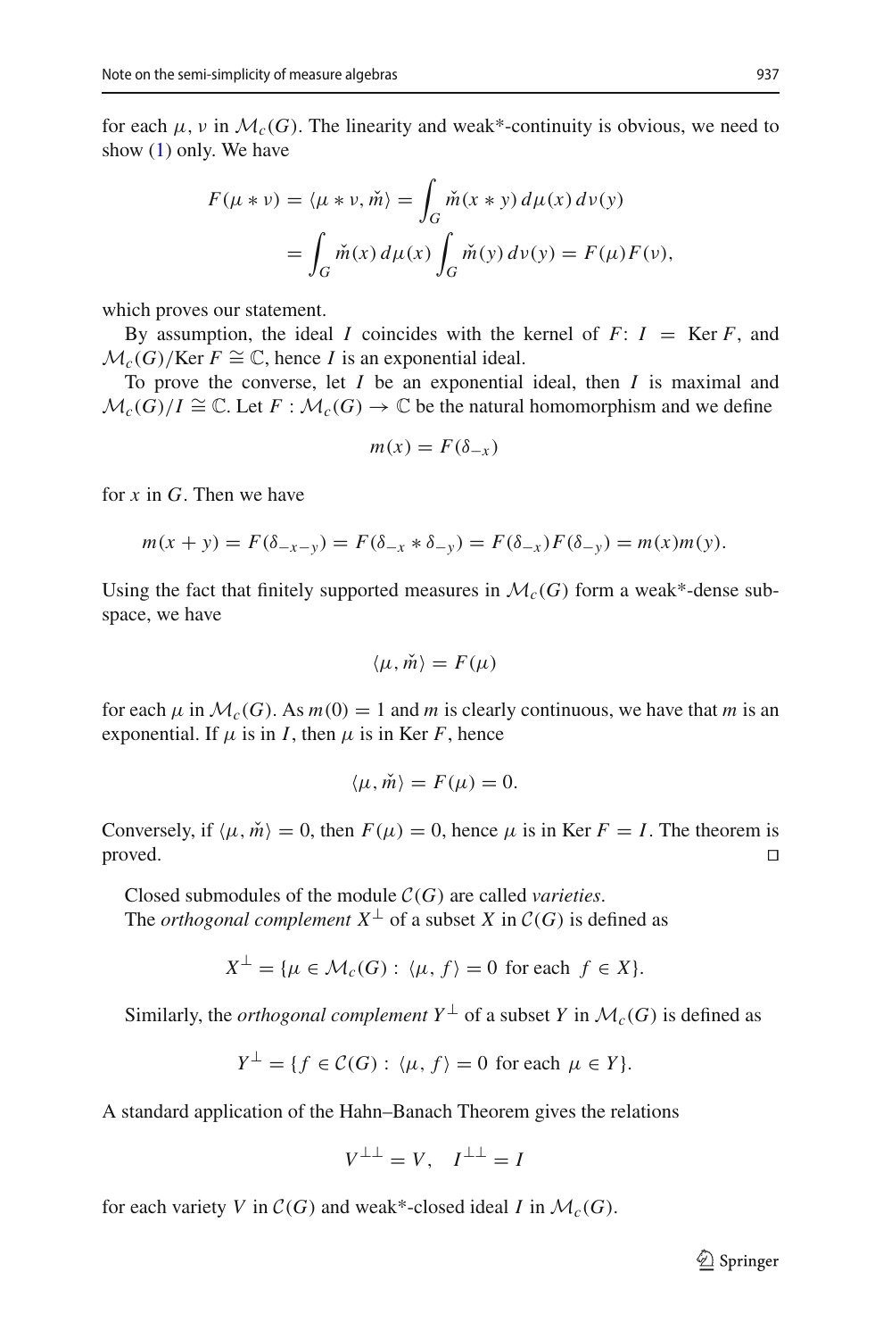for each $\mu, \nu$ in $\mathcal{M}_c(G)$. The linearity and weak*-continuity is obvious, we need to show (1) only. We have

$$F(\mu * \nu) = \langle \mu * \nu, \check{m} \rangle = \int_G \check{m}(x * y)\, d\mu(x)\, d\nu(y)$$
$$= \int_G \check{m}(x)\, d\mu(x) \int_G \check{m}(y)\, d\nu(y) = F(\mu)F(\nu),$$

which proves our statement.

By assumption, the ideal $I$ coincides with the kernel of $F$: $I = \operatorname{Ker} F$, and $\mathcal{M}_c(G)/\operatorname{Ker} F \cong \mathbb{C}$, hence $I$ is an exponential ideal.

To prove the converse, let $I$ be an exponential ideal, then $I$ is maximal and $\mathcal{M}_c(G)/I \cong \mathbb{C}$. Let $F : \mathcal{M}_c(G) \to \mathbb{C}$ be the natural homomorphism and we define

$$m(x) = F(\delta_{-x})$$

for $x$ in $G$. Then we have

$$m(x + y) = F(\delta_{-x-y}) = F(\delta_{-x} * \delta_{-y}) = F(\delta_{-x})F(\delta_{-y}) = m(x)m(y).$$

Using the fact that finitely supported measures in $\mathcal{M}_c(G)$ form a weak*-dense subspace, we have

$$\langle \mu, \check{m} \rangle = F(\mu)$$

for each $\mu$ in $\mathcal{M}_c(G)$. As $m(0) = 1$ and $m$ is clearly continuous, we have that $m$ is an exponential. If $\mu$ is in $I$, then $\mu$ is in $\operatorname{Ker} F$, hence

$$\langle \mu, \check{m} \rangle = F(\mu) = 0.$$

Conversely, if $\langle \mu, \check{m} \rangle = 0$, then $F(\mu) = 0$, hence $\mu$ is in $\operatorname{Ker} F = I$. The theorem is proved. □

Closed submodules of the module $\mathcal{C}(G)$ are called *varieties*.

The *orthogonal complement* $X^\perp$ of a subset $X$ in $\mathcal{C}(G)$ is defined as

$$X^\perp = \{\mu \in \mathcal{M}_c(G) : \langle \mu, f \rangle = 0 \text{ for each } f \in X\}.$$

Similarly, the *orthogonal complement* $Y^\perp$ of a subset $Y$ in $\mathcal{M}_c(G)$ is defined as

$$Y^\perp = \{f \in \mathcal{C}(G) : \langle \mu, f \rangle = 0 \text{ for each } \mu \in Y\}.$$

A standard application of the Hahn–Banach Theorem gives the relations

$$V^{\perp\perp} = V, \quad I^{\perp\perp} = I$$

for each variety $V$ in $\mathcal{C}(G)$ and weak*-closed ideal $I$ in $\mathcal{M}_c(G)$.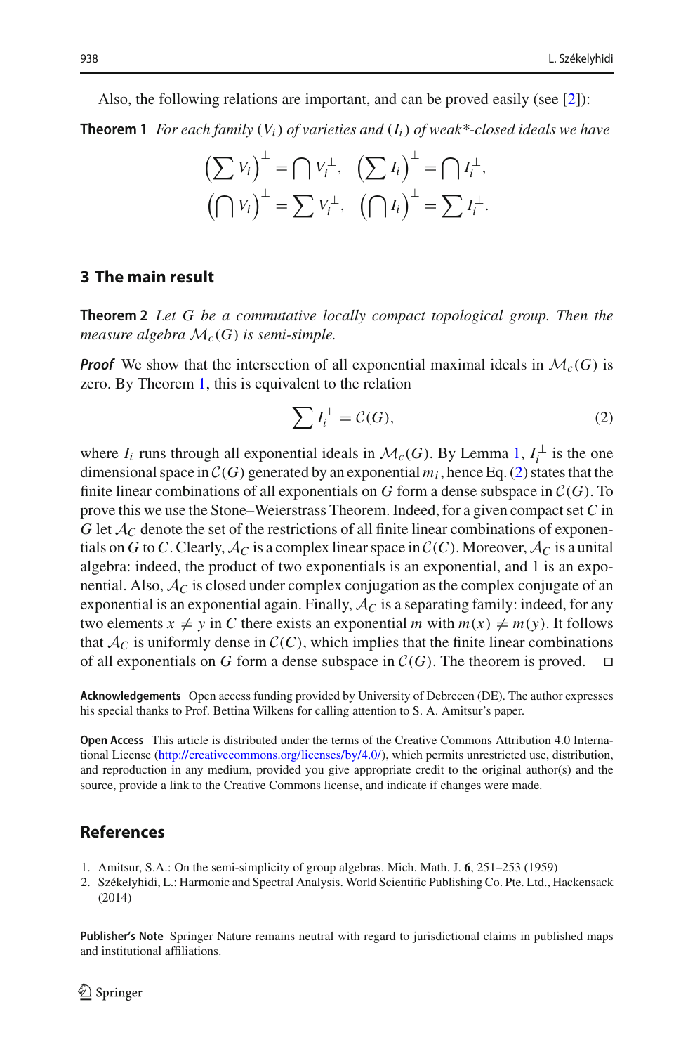Also, the following relations are important, and can be proved easily (see [2]):

**Theorem 1** *For each family $(V_i)$ of varieties and $(I_i)$ of weak\*-closed ideals we have*

$$\Big(\sum V_i\Big)^{\perp} = \bigcap V_i^{\perp}, \quad \Big(\sum I_i\Big)^{\perp} = \bigcap I_i^{\perp},$$
$$\Big(\bigcap V_i\Big)^{\perp} = \sum V_i^{\perp}, \quad \Big(\bigcap I_i\Big)^{\perp} = \sum I_i^{\perp}.$$

## 3 The main result

**Theorem 2** *Let $G$ be a commutative locally compact topological group. Then the measure algebra $\mathcal{M}_c(G)$ is semi-simple.*

***Proof*** We show that the intersection of all exponential maximal ideals in $\mathcal{M}_c(G)$ is zero. By Theorem 1, this is equivalent to the relation

$$\sum I_i^{\perp} = \mathcal{C}(G), \tag{2}$$

where $I_i$ runs through all exponential ideals in $\mathcal{M}_c(G)$. By Lemma 1, $I_i^{\perp}$ is the one dimensional space in $\mathcal{C}(G)$ generated by an exponential $m_i$, hence Eq. (2) states that the finite linear combinations of all exponentials on $G$ form a dense subspace in $\mathcal{C}(G)$. To prove this we use the Stone–Weierstrass Theorem. Indeed, for a given compact set $C$ in $G$ let $\mathcal{A}_C$ denote the set of the restrictions of all finite linear combinations of exponentials on $G$ to $C$. Clearly, $\mathcal{A}_C$ is a complex linear space in $\mathcal{C}(C)$. Moreover, $\mathcal{A}_C$ is a unital algebra: indeed, the product of two exponentials is an exponential, and 1 is an exponential. Also, $\mathcal{A}_C$ is closed under complex conjugation as the complex conjugate of an exponential is an exponential again. Finally, $\mathcal{A}_C$ is a separating family: indeed, for any two elements $x \neq y$ in $C$ there exists an exponential $m$ with $m(x) \neq m(y)$. It follows that $\mathcal{A}_C$ is uniformly dense in $\mathcal{C}(C)$, which implies that the finite linear combinations of all exponentials on $G$ form a dense subspace in $\mathcal{C}(G)$. The theorem is proved. □

**Acknowledgements** Open access funding provided by University of Debrecen (DE). The author expresses his special thanks to Prof. Bettina Wilkens for calling attention to S. A. Amitsur's paper.

**Open Access** This article is distributed under the terms of the Creative Commons Attribution 4.0 International License (http://creativecommons.org/licenses/by/4.0/), which permits unrestricted use, distribution, and reproduction in any medium, provided you give appropriate credit to the original author(s) and the source, provide a link to the Creative Commons license, and indicate if changes were made.

## References

1. Amitsur, S.A.: On the semi-simplicity of group algebras. Mich. Math. J. **6**, 251–253 (1959)
2. Székelyhidi, L.: Harmonic and Spectral Analysis. World Scientific Publishing Co. Pte. Ltd., Hackensack (2014)

**Publisher's Note** Springer Nature remains neutral with regard to jurisdictional claims in published maps and institutional affiliations.